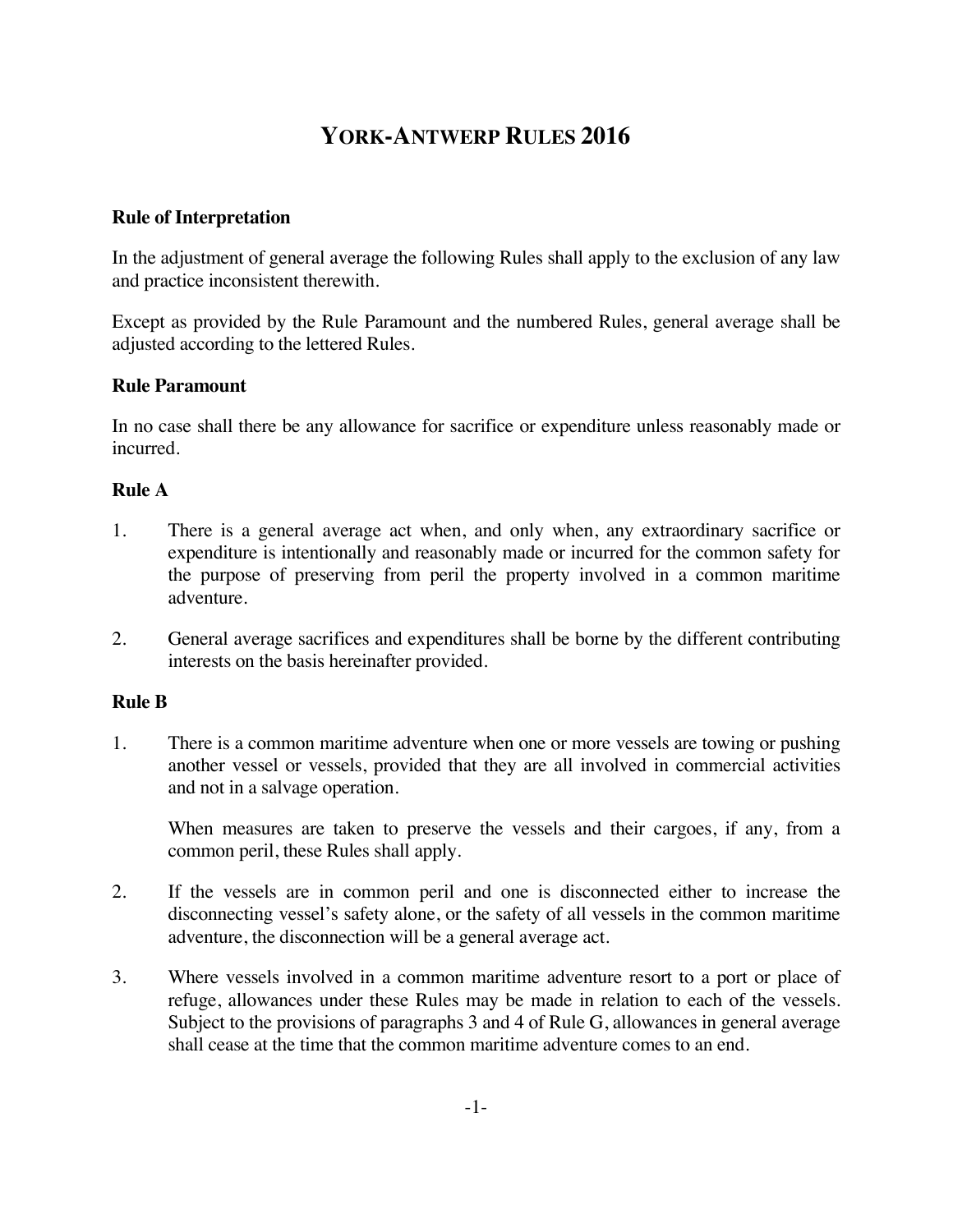# YORK-ANTWERP RULES 2016

## Rule of Interpretation

In the adjustment of general average the following Rules shall apply to the exclusion of any law and practice inconsistent therewith.

Except as provided by the Rule Paramount and the numbered Rules, general average shall be adjusted according to the lettered Rules.

## Rule Paramount

In no case shall there be any allowance for sacrifice or expenditure unless reasonably made or incurred.

## Rule A

1. There is a general average act when, and only when, any extraordinary sacrifice or expenditure is intentionally and reasonably made or incurred for the common safety for the purpose of preserving from peril the property involved in a common maritime adventure.

2. General average sacrifices and expenditures shall be borne by the different contributing interests on the basis hereinafter provided.

## Rule B

1. There is a common maritime adventure when one or more vessels are towing or pushing another vessel or vessels, provided that they are all involved in commercial activities and not in a salvage operation.

   When measures are taken to preserve the vessels and their cargoes, if any, from a common peril, these Rules shall apply.

2. If the vessels are in common peril and one is disconnected either to increase the disconnecting vessel's safety alone, or the safety of all vessels in the common maritime adventure, the disconnection will be a general average act.

3. Where vessels involved in a common maritime adventure resort to a port or place of refuge, allowances under these Rules may be made in relation to each of the vessels. Subject to the provisions of paragraphs 3 and 4 of Rule G, allowances in general average shall cease at the time that the common maritime adventure comes to an end.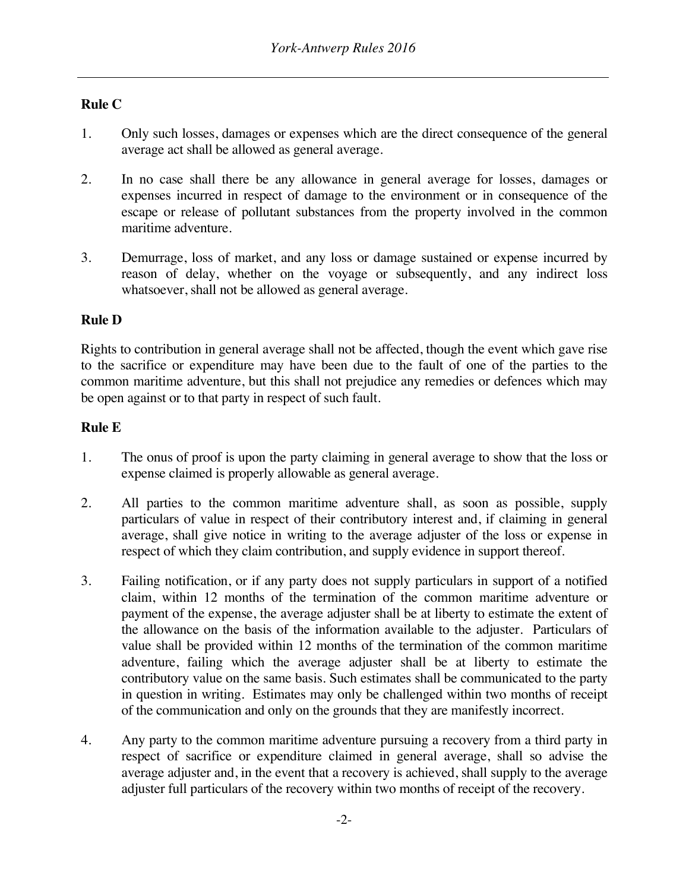## Rule C

1. Only such losses, damages or expenses which are the direct consequence of the general average act shall be allowed as general average.

2. In no case shall there be any allowance in general average for losses, damages or expenses incurred in respect of damage to the environment or in consequence of the escape or release of pollutant substances from the property involved in the common maritime adventure.

3. Demurrage, loss of market, and any loss or damage sustained or expense incurred by reason of delay, whether on the voyage or subsequently, and any indirect loss whatsoever, shall not be allowed as general average.

## Rule D

Rights to contribution in general average shall not be affected, though the event which gave rise to the sacrifice or expenditure may have been due to the fault of one of the parties to the common maritime adventure, but this shall not prejudice any remedies or defences which may be open against or to that party in respect of such fault.

## Rule E

1. The onus of proof is upon the party claiming in general average to show that the loss or expense claimed is properly allowable as general average.

2. All parties to the common maritime adventure shall, as soon as possible, supply particulars of value in respect of their contributory interest and, if claiming in general average, shall give notice in writing to the average adjuster of the loss or expense in respect of which they claim contribution, and supply evidence in support thereof.

3. Failing notification, or if any party does not supply particulars in support of a notified claim, within 12 months of the termination of the common maritime adventure or payment of the expense, the average adjuster shall be at liberty to estimate the extent of the allowance on the basis of the information available to the adjuster. Particulars of value shall be provided within 12 months of the termination of the common maritime adventure, failing which the average adjuster shall be at liberty to estimate the contributory value on the same basis. Such estimates shall be communicated to the party in question in writing. Estimates may only be challenged within two months of receipt of the communication and only on the grounds that they are manifestly incorrect.

4. Any party to the common maritime adventure pursuing a recovery from a third party in respect of sacrifice or expenditure claimed in general average, shall so advise the average adjuster and, in the event that a recovery is achieved, shall supply to the average adjuster full particulars of the recovery within two months of receipt of the recovery.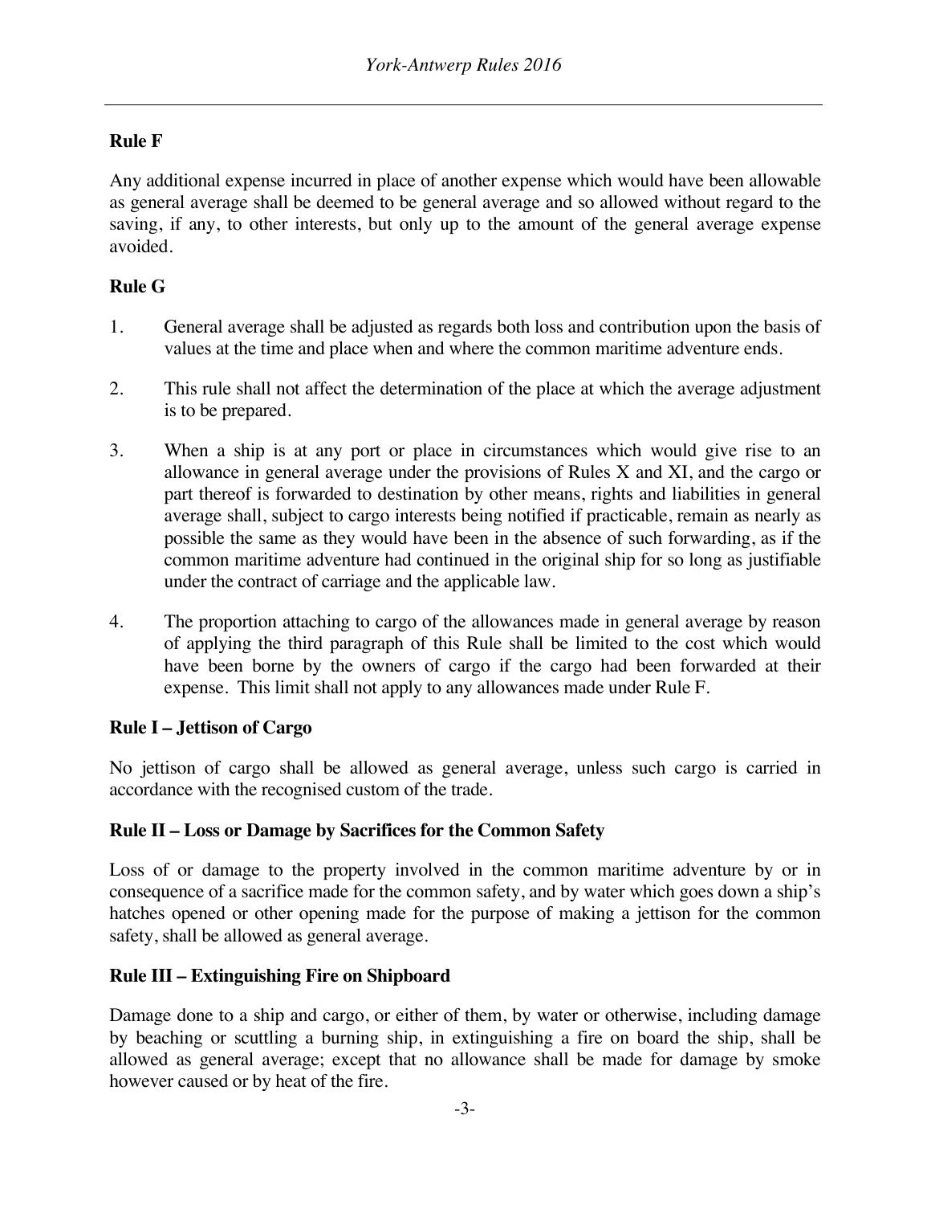## Rule F

Any additional expense incurred in place of another expense which would have been allowable as general average shall be deemed to be general average and so allowed without regard to the saving, if any, to other interests, but only up to the amount of the general average expense avoided.

## Rule G

1. General average shall be adjusted as regards both loss and contribution upon the basis of values at the time and place when and where the common maritime adventure ends.

2. This rule shall not affect the determination of the place at which the average adjustment is to be prepared.

3. When a ship is at any port or place in circumstances which would give rise to an allowance in general average under the provisions of Rules X and XI, and the cargo or part thereof is forwarded to destination by other means, rights and liabilities in general average shall, subject to cargo interests being notified if practicable, remain as nearly as possible the same as they would have been in the absence of such forwarding, as if the common maritime adventure had continued in the original ship for so long as justifiable under the contract of carriage and the applicable law.

4. The proportion attaching to cargo of the allowances made in general average by reason of applying the third paragraph of this Rule shall be limited to the cost which would have been borne by the owners of cargo if the cargo had been forwarded at their expense. This limit shall not apply to any allowances made under Rule F.

## Rule I – Jettison of Cargo

No jettison of cargo shall be allowed as general average, unless such cargo is carried in accordance with the recognised custom of the trade.

## Rule II – Loss or Damage by Sacrifices for the Common Safety

Loss of or damage to the property involved in the common maritime adventure by or in consequence of a sacrifice made for the common safety, and by water which goes down a ship's hatches opened or other opening made for the purpose of making a jettison for the common safety, shall be allowed as general average.

## Rule III – Extinguishing Fire on Shipboard

Damage done to a ship and cargo, or either of them, by water or otherwise, including damage by beaching or scuttling a burning ship, in extinguishing a fire on board the ship, shall be allowed as general average; except that no allowance shall be made for damage by smoke however caused or by heat of the fire.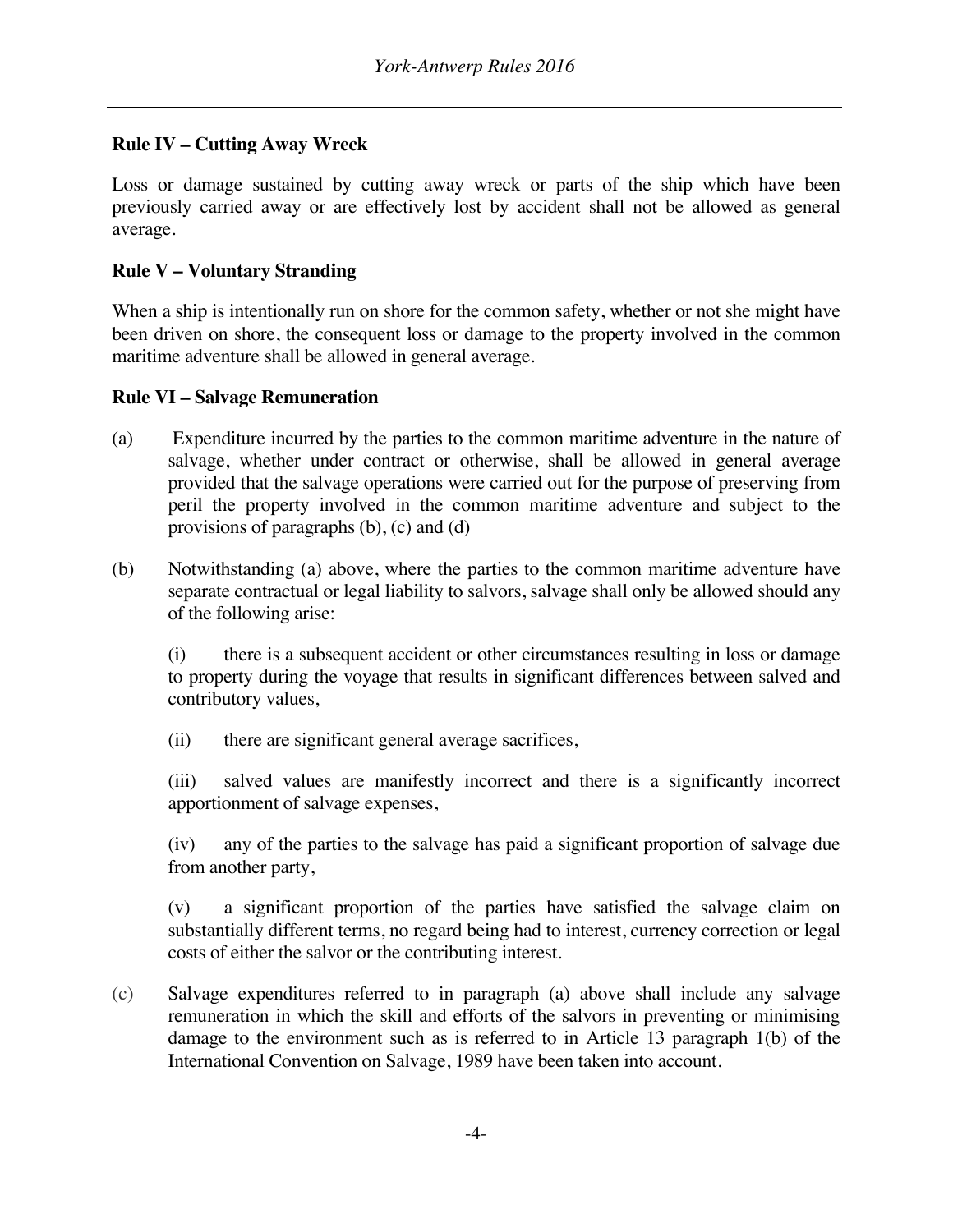**Rule IV – Cutting Away Wreck**

Loss or damage sustained by cutting away wreck or parts of the ship which have been previously carried away or are effectively lost by accident shall not be allowed as general average.

**Rule V – Voluntary Stranding**

When a ship is intentionally run on shore for the common safety, whether or not she might have been driven on shore, the consequent loss or damage to the property involved in the common maritime adventure shall be allowed in general average.

**Rule VI – Salvage Remuneration**

(a) Expenditure incurred by the parties to the common maritime adventure in the nature of salvage, whether under contract or otherwise, shall be allowed in general average provided that the salvage operations were carried out for the purpose of preserving from peril the property involved in the common maritime adventure and subject to the provisions of paragraphs (b), (c) and (d)

(b) Notwithstanding (a) above, where the parties to the common maritime adventure have separate contractual or legal liability to salvors, salvage shall only be allowed should any of the following arise:

(i) there is a subsequent accident or other circumstances resulting in loss or damage to property during the voyage that results in significant differences between salved and contributory values,

(ii) there are significant general average sacrifices,

(iii) salved values are manifestly incorrect and there is a significantly incorrect apportionment of salvage expenses,

(iv) any of the parties to the salvage has paid a significant proportion of salvage due from another party,

(v) a significant proportion of the parties have satisfied the salvage claim on substantially different terms, no regard being had to interest, currency correction or legal costs of either the salvor or the contributing interest.

(c) Salvage expenditures referred to in paragraph (a) above shall include any salvage remuneration in which the skill and efforts of the salvors in preventing or minimising damage to the environment such as is referred to in Article 13 paragraph 1(b) of the International Convention on Salvage, 1989 have been taken into account.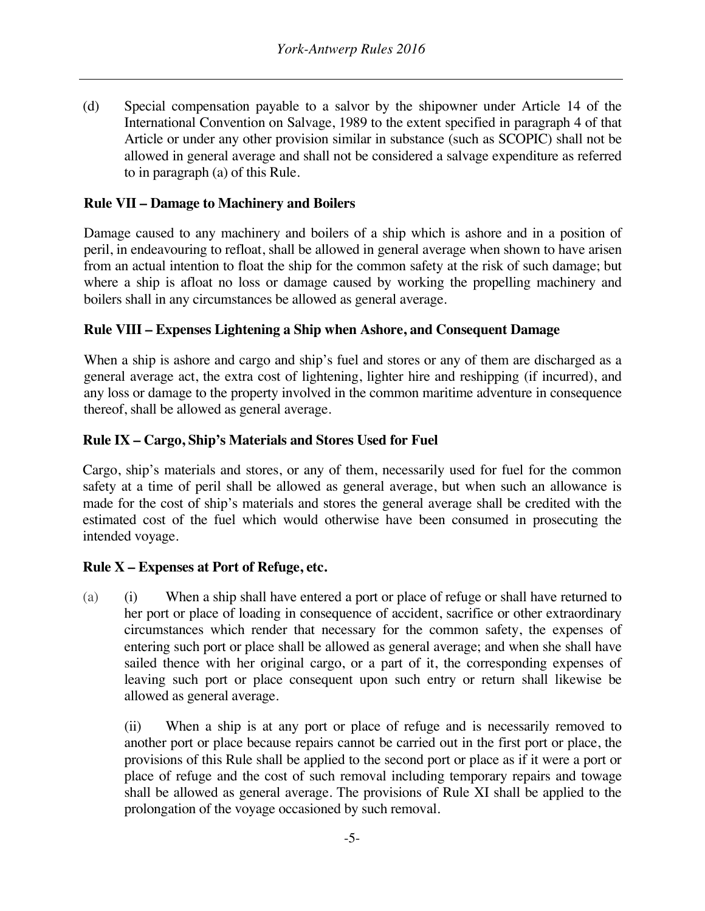(d) Special compensation payable to a salvor by the shipowner under Article 14 of the International Convention on Salvage, 1989 to the extent specified in paragraph 4 of that Article or under any other provision similar in substance (such as SCOPIC) shall not be allowed in general average and shall not be considered a salvage expenditure as referred to in paragraph (a) of this Rule.

**Rule VII – Damage to Machinery and Boilers**

Damage caused to any machinery and boilers of a ship which is ashore and in a position of peril, in endeavouring to refloat, shall be allowed in general average when shown to have arisen from an actual intention to float the ship for the common safety at the risk of such damage; but where a ship is afloat no loss or damage caused by working the propelling machinery and boilers shall in any circumstances be allowed as general average.

**Rule VIII – Expenses Lightening a Ship when Ashore, and Consequent Damage**

When a ship is ashore and cargo and ship's fuel and stores or any of them are discharged as a general average act, the extra cost of lightening, lighter hire and reshipping (if incurred), and any loss or damage to the property involved in the common maritime adventure in consequence thereof, shall be allowed as general average.

**Rule IX – Cargo, Ship's Materials and Stores Used for Fuel**

Cargo, ship's materials and stores, or any of them, necessarily used for fuel for the common safety at a time of peril shall be allowed as general average, but when such an allowance is made for the cost of ship's materials and stores the general average shall be credited with the estimated cost of the fuel which would otherwise have been consumed in prosecuting the intended voyage.

**Rule X – Expenses at Port of Refuge, etc.**

(a) (i) When a ship shall have entered a port or place of refuge or shall have returned to her port or place of loading in consequence of accident, sacrifice or other extraordinary circumstances which render that necessary for the common safety, the expenses of entering such port or place shall be allowed as general average; and when she shall have sailed thence with her original cargo, or a part of it, the corresponding expenses of leaving such port or place consequent upon such entry or return shall likewise be allowed as general average.

(ii) When a ship is at any port or place of refuge and is necessarily removed to another port or place because repairs cannot be carried out in the first port or place, the provisions of this Rule shall be applied to the second port or place as if it were a port or place of refuge and the cost of such removal including temporary repairs and towage shall be allowed as general average. The provisions of Rule XI shall be applied to the prolongation of the voyage occasioned by such removal.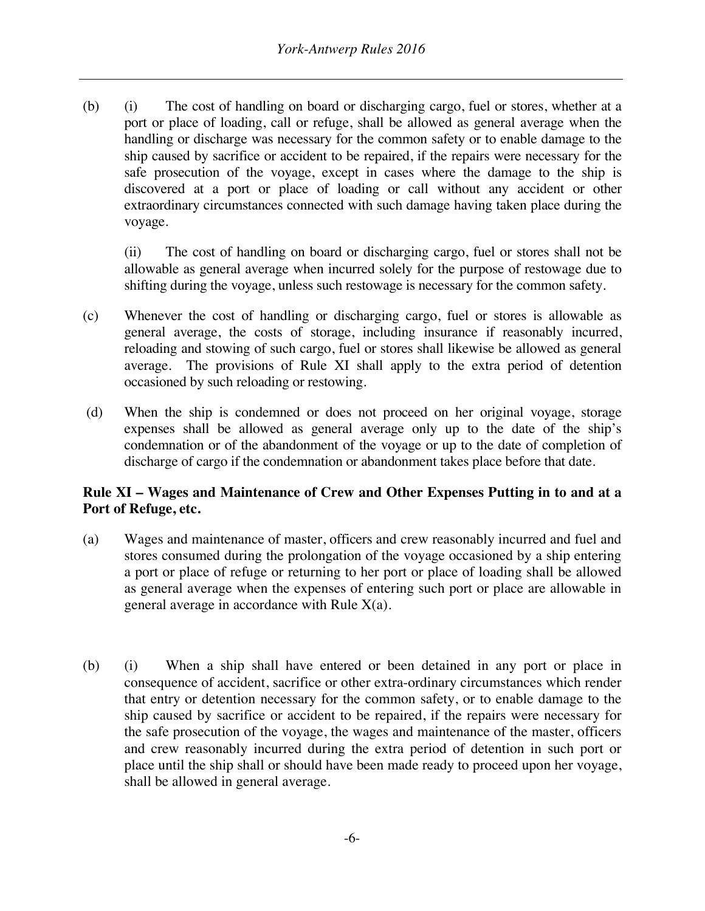(b) (i) The cost of handling on board or discharging cargo, fuel or stores, whether at a port or place of loading, call or refuge, shall be allowed as general average when the handling or discharge was necessary for the common safety or to enable damage to the ship caused by sacrifice or accident to be repaired, if the repairs were necessary for the safe prosecution of the voyage, except in cases where the damage to the ship is discovered at a port or place of loading or call without any accident or other extraordinary circumstances connected with such damage having taken place during the voyage.

(ii) The cost of handling on board or discharging cargo, fuel or stores shall not be allowable as general average when incurred solely for the purpose of restowage due to shifting during the voyage, unless such restowage is necessary for the common safety.

(c) Whenever the cost of handling or discharging cargo, fuel or stores is allowable as general average, the costs of storage, including insurance if reasonably incurred, reloading and stowing of such cargo, fuel or stores shall likewise be allowed as general average. The provisions of Rule XI shall apply to the extra period of detention occasioned by such reloading or restowing.

(d) When the ship is condemned or does not proceed on her original voyage, storage expenses shall be allowed as general average only up to the date of the ship's condemnation or of the abandonment of the voyage or up to the date of completion of discharge of cargo if the condemnation or abandonment takes place before that date.

**Rule XI – Wages and Maintenance of Crew and Other Expenses Putting in to and at a Port of Refuge, etc.**

(a) Wages and maintenance of master, officers and crew reasonably incurred and fuel and stores consumed during the prolongation of the voyage occasioned by a ship entering a port or place of refuge or returning to her port or place of loading shall be allowed as general average when the expenses of entering such port or place are allowable in general average in accordance with Rule X(a).

(b) (i) When a ship shall have entered or been detained in any port or place in consequence of accident, sacrifice or other extra-ordinary circumstances which render that entry or detention necessary for the common safety, or to enable damage to the ship caused by sacrifice or accident to be repaired, if the repairs were necessary for the safe prosecution of the voyage, the wages and maintenance of the master, officers and crew reasonably incurred during the extra period of detention in such port or place until the ship shall or should have been made ready to proceed upon her voyage, shall be allowed in general average.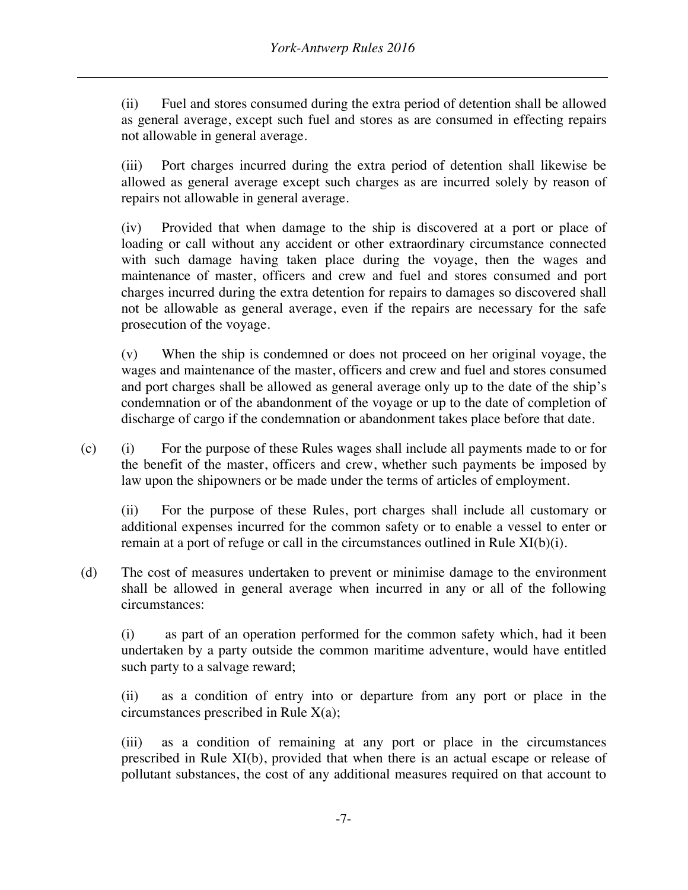(ii) Fuel and stores consumed during the extra period of detention shall be allowed as general average, except such fuel and stores as are consumed in effecting repairs not allowable in general average.

(iii) Port charges incurred during the extra period of detention shall likewise be allowed as general average except such charges as are incurred solely by reason of repairs not allowable in general average.

(iv) Provided that when damage to the ship is discovered at a port or place of loading or call without any accident or other extraordinary circumstance connected with such damage having taken place during the voyage, then the wages and maintenance of master, officers and crew and fuel and stores consumed and port charges incurred during the extra detention for repairs to damages so discovered shall not be allowable as general average, even if the repairs are necessary for the safe prosecution of the voyage.

(v) When the ship is condemned or does not proceed on her original voyage, the wages and maintenance of the master, officers and crew and fuel and stores consumed and port charges shall be allowed as general average only up to the date of the ship's condemnation or of the abandonment of the voyage or up to the date of completion of discharge of cargo if the condemnation or abandonment takes place before that date.

(c) (i) For the purpose of these Rules wages shall include all payments made to or for the benefit of the master, officers and crew, whether such payments be imposed by law upon the shipowners or be made under the terms of articles of employment.

(ii) For the purpose of these Rules, port charges shall include all customary or additional expenses incurred for the common safety or to enable a vessel to enter or remain at a port of refuge or call in the circumstances outlined in Rule XI(b)(i).

(d) The cost of measures undertaken to prevent or minimise damage to the environment shall be allowed in general average when incurred in any or all of the following circumstances:

(i) as part of an operation performed for the common safety which, had it been undertaken by a party outside the common maritime adventure, would have entitled such party to a salvage reward;

(ii) as a condition of entry into or departure from any port or place in the circumstances prescribed in Rule X(a);

(iii) as a condition of remaining at any port or place in the circumstances prescribed in Rule XI(b), provided that when there is an actual escape or release of pollutant substances, the cost of any additional measures required on that account to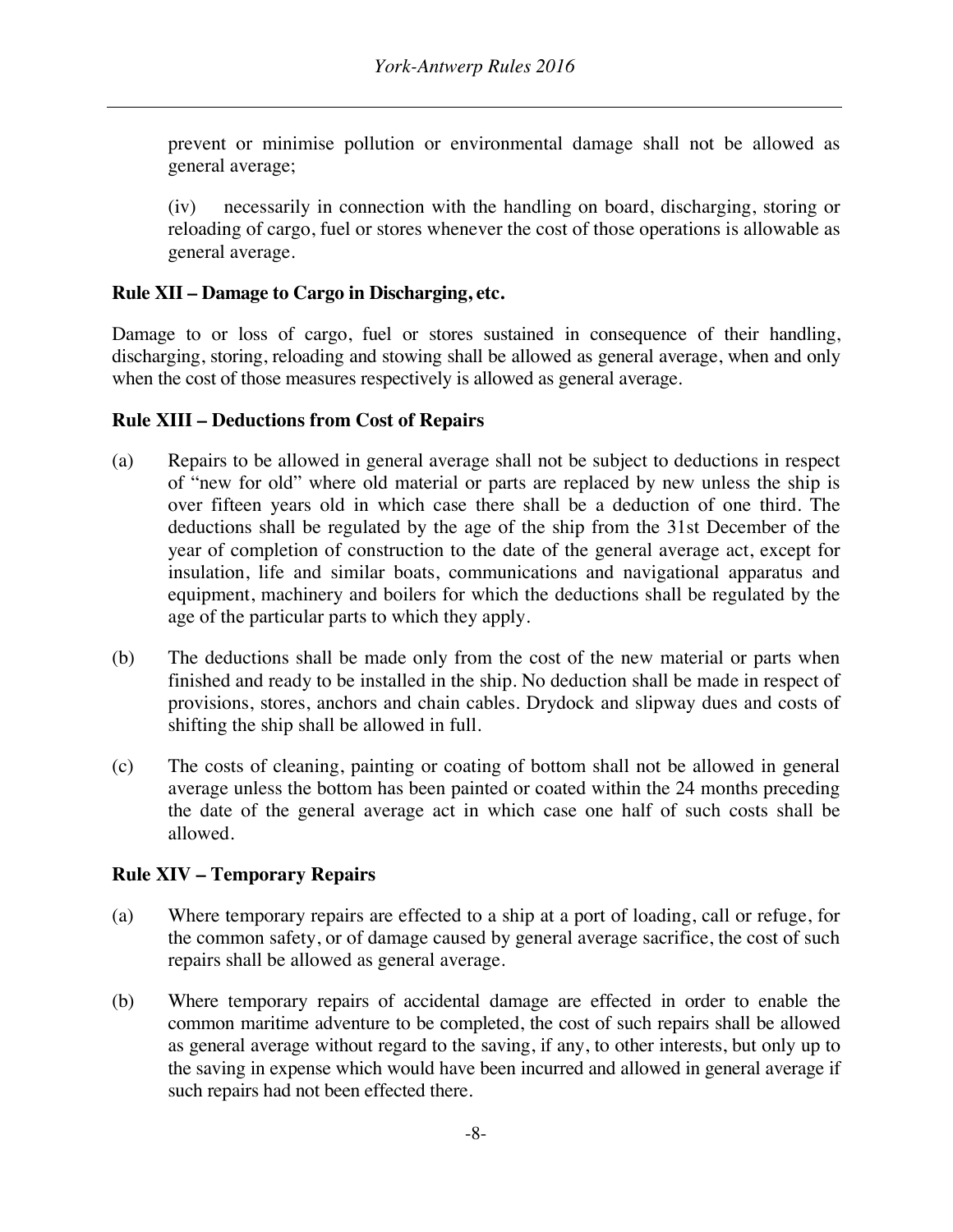prevent or minimise pollution or environmental damage shall not be allowed as general average;

(iv) necessarily in connection with the handling on board, discharging, storing or reloading of cargo, fuel or stores whenever the cost of those operations is allowable as general average.

**Rule XII – Damage to Cargo in Discharging, etc.**

Damage to or loss of cargo, fuel or stores sustained in consequence of their handling, discharging, storing, reloading and stowing shall be allowed as general average, when and only when the cost of those measures respectively is allowed as general average.

**Rule XIII – Deductions from Cost of Repairs**

(a) Repairs to be allowed in general average shall not be subject to deductions in respect of "new for old" where old material or parts are replaced by new unless the ship is over fifteen years old in which case there shall be a deduction of one third. The deductions shall be regulated by the age of the ship from the 31st December of the year of completion of construction to the date of the general average act, except for insulation, life and similar boats, communications and navigational apparatus and equipment, machinery and boilers for which the deductions shall be regulated by the age of the particular parts to which they apply.

(b) The deductions shall be made only from the cost of the new material or parts when finished and ready to be installed in the ship. No deduction shall be made in respect of provisions, stores, anchors and chain cables. Drydock and slipway dues and costs of shifting the ship shall be allowed in full.

(c) The costs of cleaning, painting or coating of bottom shall not be allowed in general average unless the bottom has been painted or coated within the 24 months preceding the date of the general average act in which case one half of such costs shall be allowed.

**Rule XIV – Temporary Repairs**

(a) Where temporary repairs are effected to a ship at a port of loading, call or refuge, for the common safety, or of damage caused by general average sacrifice, the cost of such repairs shall be allowed as general average.

(b) Where temporary repairs of accidental damage are effected in order to enable the common maritime adventure to be completed, the cost of such repairs shall be allowed as general average without regard to the saving, if any, to other interests, but only up to the saving in expense which would have been incurred and allowed in general average if such repairs had not been effected there.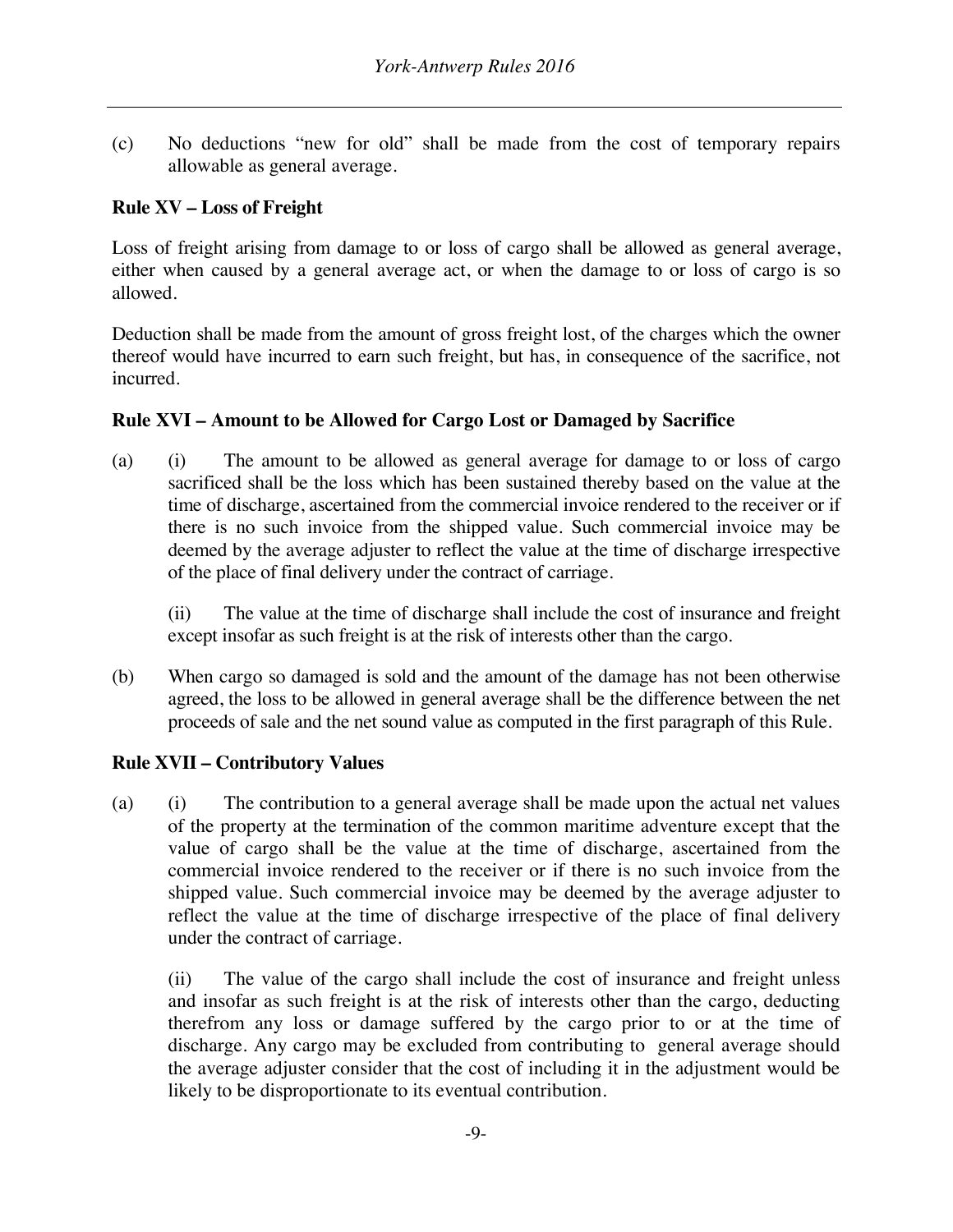(c) No deductions "new for old" shall be made from the cost of temporary repairs allowable as general average.

**Rule XV – Loss of Freight**

Loss of freight arising from damage to or loss of cargo shall be allowed as general average, either when caused by a general average act, or when the damage to or loss of cargo is so allowed.

Deduction shall be made from the amount of gross freight lost, of the charges which the owner thereof would have incurred to earn such freight, but has, in consequence of the sacrifice, not incurred.

**Rule XVI – Amount to be Allowed for Cargo Lost or Damaged by Sacrifice**

(a) (i) The amount to be allowed as general average for damage to or loss of cargo sacrificed shall be the loss which has been sustained thereby based on the value at the time of discharge, ascertained from the commercial invoice rendered to the receiver or if there is no such invoice from the shipped value. Such commercial invoice may be deemed by the average adjuster to reflect the value at the time of discharge irrespective of the place of final delivery under the contract of carriage.

(ii) The value at the time of discharge shall include the cost of insurance and freight except insofar as such freight is at the risk of interests other than the cargo.

(b) When cargo so damaged is sold and the amount of the damage has not been otherwise agreed, the loss to be allowed in general average shall be the difference between the net proceeds of sale and the net sound value as computed in the first paragraph of this Rule.

**Rule XVII – Contributory Values**

(a) (i) The contribution to a general average shall be made upon the actual net values of the property at the termination of the common maritime adventure except that the value of cargo shall be the value at the time of discharge, ascertained from the commercial invoice rendered to the receiver or if there is no such invoice from the shipped value. Such commercial invoice may be deemed by the average adjuster to reflect the value at the time of discharge irrespective of the place of final delivery under the contract of carriage.

(ii) The value of the cargo shall include the cost of insurance and freight unless and insofar as such freight is at the risk of interests other than the cargo, deducting therefrom any loss or damage suffered by the cargo prior to or at the time of discharge. Any cargo may be excluded from contributing to general average should the average adjuster consider that the cost of including it in the adjustment would be likely to be disproportionate to its eventual contribution.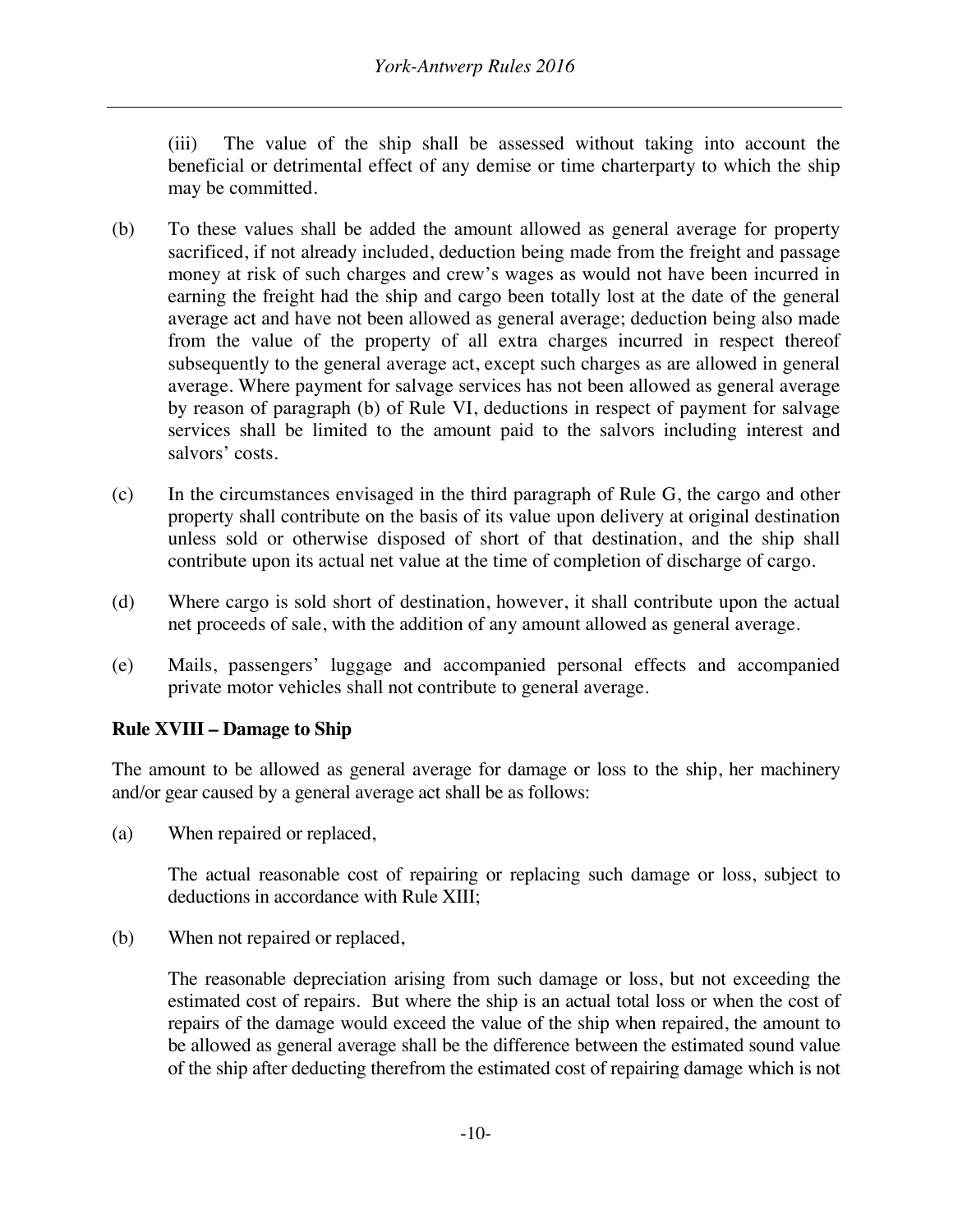(iii) The value of the ship shall be assessed without taking into account the beneficial or detrimental effect of any demise or time charterparty to which the ship may be committed.

(b) To these values shall be added the amount allowed as general average for property sacrificed, if not already included, deduction being made from the freight and passage money at risk of such charges and crew's wages as would not have been incurred in earning the freight had the ship and cargo been totally lost at the date of the general average act and have not been allowed as general average; deduction being also made from the value of the property of all extra charges incurred in respect thereof subsequently to the general average act, except such charges as are allowed in general average. Where payment for salvage services has not been allowed as general average by reason of paragraph (b) of Rule VI, deductions in respect of payment for salvage services shall be limited to the amount paid to the salvors including interest and salvors' costs.

(c) In the circumstances envisaged in the third paragraph of Rule G, the cargo and other property shall contribute on the basis of its value upon delivery at original destination unless sold or otherwise disposed of short of that destination, and the ship shall contribute upon its actual net value at the time of completion of discharge of cargo.

(d) Where cargo is sold short of destination, however, it shall contribute upon the actual net proceeds of sale, with the addition of any amount allowed as general average.

(e) Mails, passengers' luggage and accompanied personal effects and accompanied private motor vehicles shall not contribute to general average.

**Rule XVIII – Damage to Ship**

The amount to be allowed as general average for damage or loss to the ship, her machinery and/or gear caused by a general average act shall be as follows:

(a) When repaired or replaced,

The actual reasonable cost of repairing or replacing such damage or loss, subject to deductions in accordance with Rule XIII;

(b) When not repaired or replaced,

The reasonable depreciation arising from such damage or loss, but not exceeding the estimated cost of repairs. But where the ship is an actual total loss or when the cost of repairs of the damage would exceed the value of the ship when repaired, the amount to be allowed as general average shall be the difference between the estimated sound value of the ship after deducting therefrom the estimated cost of repairing damage which is not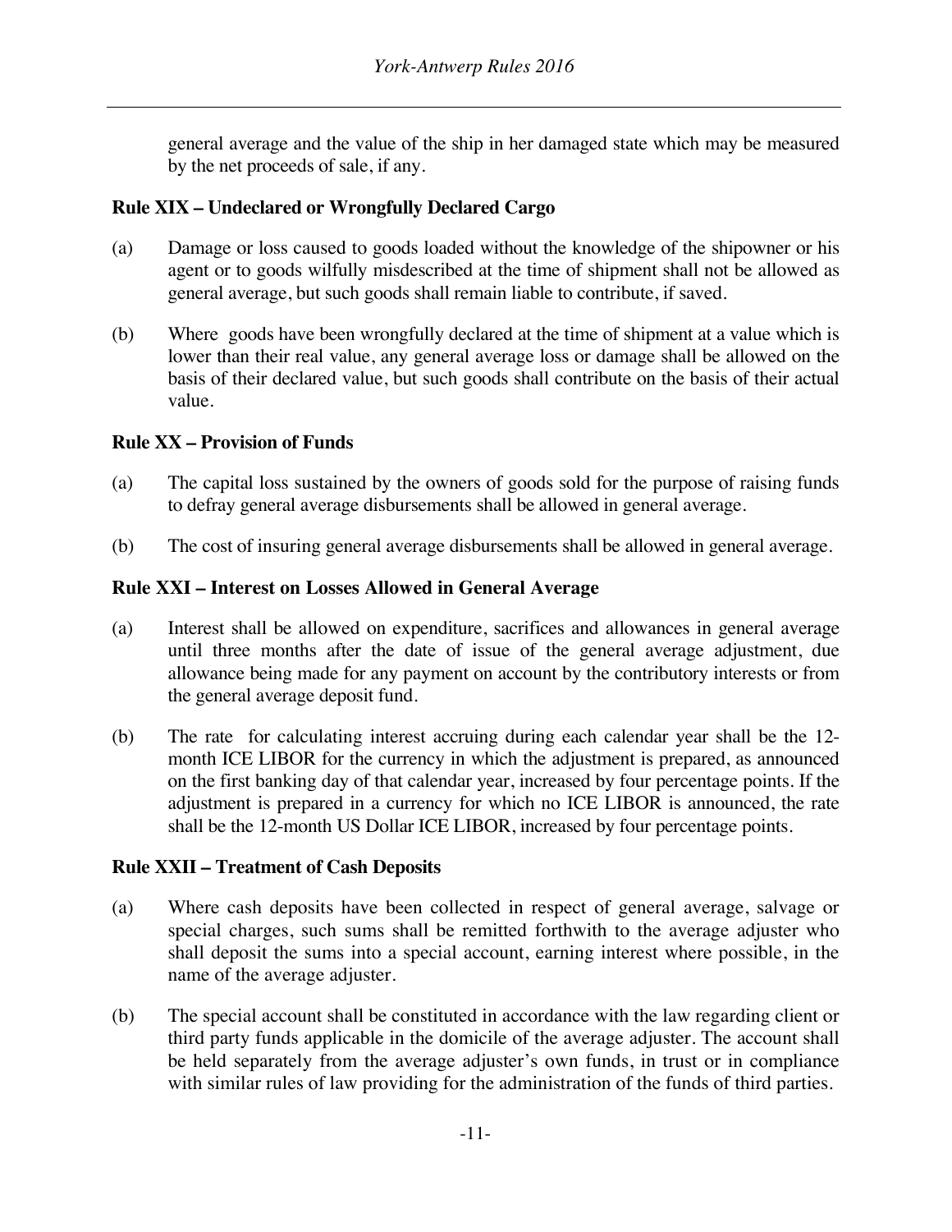general average and the value of the ship in her damaged state which may be measured by the net proceeds of sale, if any.

### Rule XIX – Undeclared or Wrongfully Declared Cargo

(a) Damage or loss caused to goods loaded without the knowledge of the shipowner or his agent or to goods wilfully misdescribed at the time of shipment shall not be allowed as general average, but such goods shall remain liable to contribute, if saved.

(b) Where goods have been wrongfully declared at the time of shipment at a value which is lower than their real value, any general average loss or damage shall be allowed on the basis of their declared value, but such goods shall contribute on the basis of their actual value.

### Rule XX – Provision of Funds

(a) The capital loss sustained by the owners of goods sold for the purpose of raising funds to defray general average disbursements shall be allowed in general average.

(b) The cost of insuring general average disbursements shall be allowed in general average.

### Rule XXI – Interest on Losses Allowed in General Average

(a) Interest shall be allowed on expenditure, sacrifices and allowances in general average until three months after the date of issue of the general average adjustment, due allowance being made for any payment on account by the contributory interests or from the general average deposit fund.

(b) The rate for calculating interest accruing during each calendar year shall be the 12-month ICE LIBOR for the currency in which the adjustment is prepared, as announced on the first banking day of that calendar year, increased by four percentage points. If the adjustment is prepared in a currency for which no ICE LIBOR is announced, the rate shall be the 12-month US Dollar ICE LIBOR, increased by four percentage points.

### Rule XXII – Treatment of Cash Deposits

(a) Where cash deposits have been collected in respect of general average, salvage or special charges, such sums shall be remitted forthwith to the average adjuster who shall deposit the sums into a special account, earning interest where possible, in the name of the average adjuster.

(b) The special account shall be constituted in accordance with the law regarding client or third party funds applicable in the domicile of the average adjuster. The account shall be held separately from the average adjuster's own funds, in trust or in compliance with similar rules of law providing for the administration of the funds of third parties.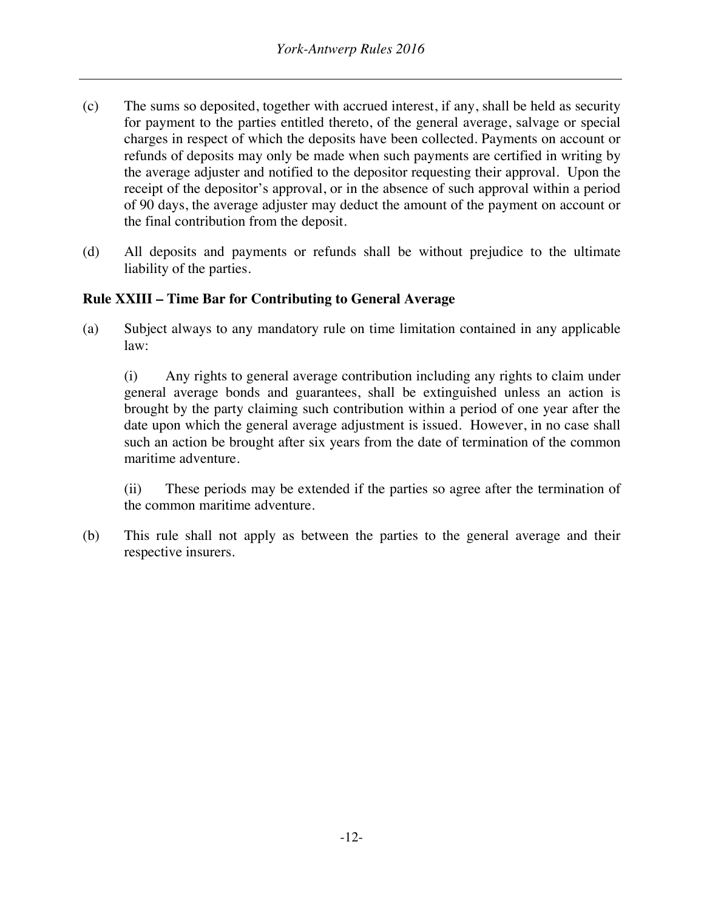(c) The sums so deposited, together with accrued interest, if any, shall be held as security for payment to the parties entitled thereto, of the general average, salvage or special charges in respect of which the deposits have been collected. Payments on account or refunds of deposits may only be made when such payments are certified in writing by the average adjuster and notified to the depositor requesting their approval. Upon the receipt of the depositor's approval, or in the absence of such approval within a period of 90 days, the average adjuster may deduct the amount of the payment on account or the final contribution from the deposit.

(d) All deposits and payments or refunds shall be without prejudice to the ultimate liability of the parties.

**Rule XXIII – Time Bar for Contributing to General Average**

(a) Subject always to any mandatory rule on time limitation contained in any applicable law:

(i) Any rights to general average contribution including any rights to claim under general average bonds and guarantees, shall be extinguished unless an action is brought by the party claiming such contribution within a period of one year after the date upon which the general average adjustment is issued. However, in no case shall such an action be brought after six years from the date of termination of the common maritime adventure.

(ii) These periods may be extended if the parties so agree after the termination of the common maritime adventure.

(b) This rule shall not apply as between the parties to the general average and their respective insurers.